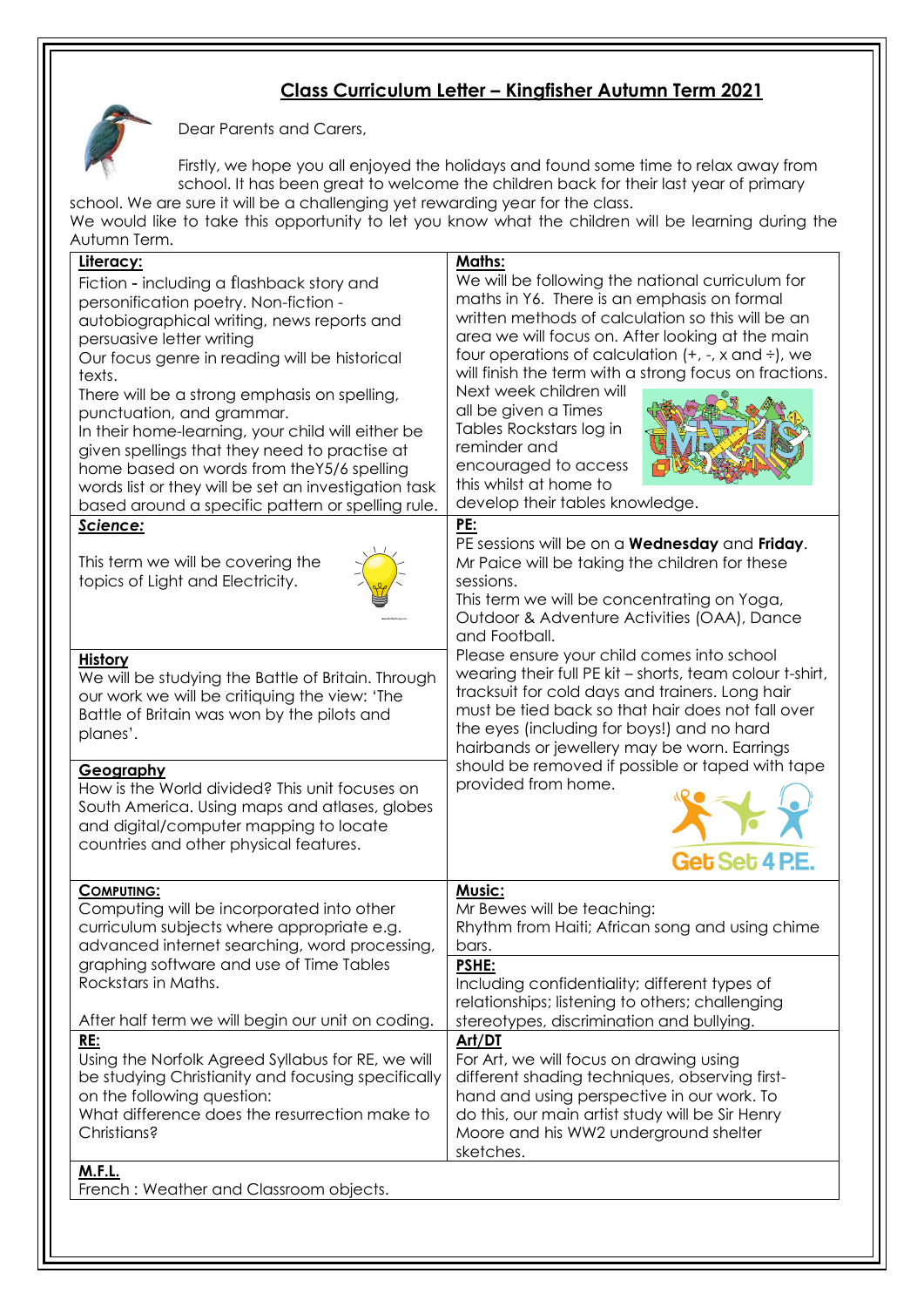# Class Curriculum Letter – Kingfisher Autumn Term 2021

Dear Parents and Carers,

Firstly, we hope you all enjoyed the holidays and found some time to relax away from school. It has been great to welcome the children back for their last year of primary school. We are sure it will be a challenging yet rewarding year for the class.

We would like to take this opportunity to let you know what the children will be learning during the Autumn Term.

**Literacy:**

Fiction - including a flashback story and personification poetry. Non-fiction - autobiographical writing, news reports and persuasive letter writing

Our focus genre in reading will be historical texts.

There will be a strong emphasis on spelling, punctuation, and grammar.

In their home-learning, your child will either be given spellings that they need to practise at home based on words from theY5/6 spelling words list or they will be set an investigation task based around a specific pattern or spelling rule.

**Maths:**

We will be following the national curriculum for maths in Y6. There is an emphasis on formal written methods of calculation so this will be an area we will focus on. After looking at the main four operations of calculation (+, -, x and ÷), we will finish the term with a strong focus on fractions.

Next week children will all be given a Times Tables Rockstars log in reminder and encouraged to access this whilst at home to develop their tables knowledge.

***Science:***

This term we will be covering the topics of Light and Electricity.

**History**

We will be studying the Battle of Britain. Through our work we will be critiquing the view: 'The Battle of Britain was won by the pilots and planes'.

**Geography**

How is the World divided? This unit focuses on South America. Using maps and atlases, globes and digital/computer mapping to locate countries and other physical features.

**PE:**

PE sessions will be on a **Wednesday** and **Friday**. Mr Paice will be taking the children for these sessions.

This term we will be concentrating on Yoga, Outdoor & Adventure Activities (OAA), Dance and Football.

Please ensure your child comes into school wearing their full PE kit – shorts, team colour t-shirt, tracksuit for cold days and trainers. Long hair must be tied back so that hair does not fall over the eyes (including for boys!) and no hard hairbands or jewellery may be worn. Earrings should be removed if possible or taped with tape provided from home.

**Computing:**

Computing will be incorporated into other curriculum subjects where appropriate e.g. advanced internet searching, word processing, graphing software and use of Time Tables Rockstars in Maths.

After half term we will begin our unit on coding.

**Music:**

Mr Bewes will be teaching:

Rhythm from Haiti; African song and using chime bars.

**PSHE:**

Including confidentiality; different types of relationships; listening to others; challenging stereotypes, discrimination and bullying.

**RE:**

Using the Norfolk Agreed Syllabus for RE, we will be studying Christianity and focusing specifically on the following question:

What difference does the resurrection make to Christians?

**Art/DT**

For Art, we will focus on drawing using different shading techniques, observing first-hand and using perspective in our work. To do this, our main artist study will be Sir Henry Moore and his WW2 underground shelter sketches.

**M.F.L.**

French : Weather and Classroom objects.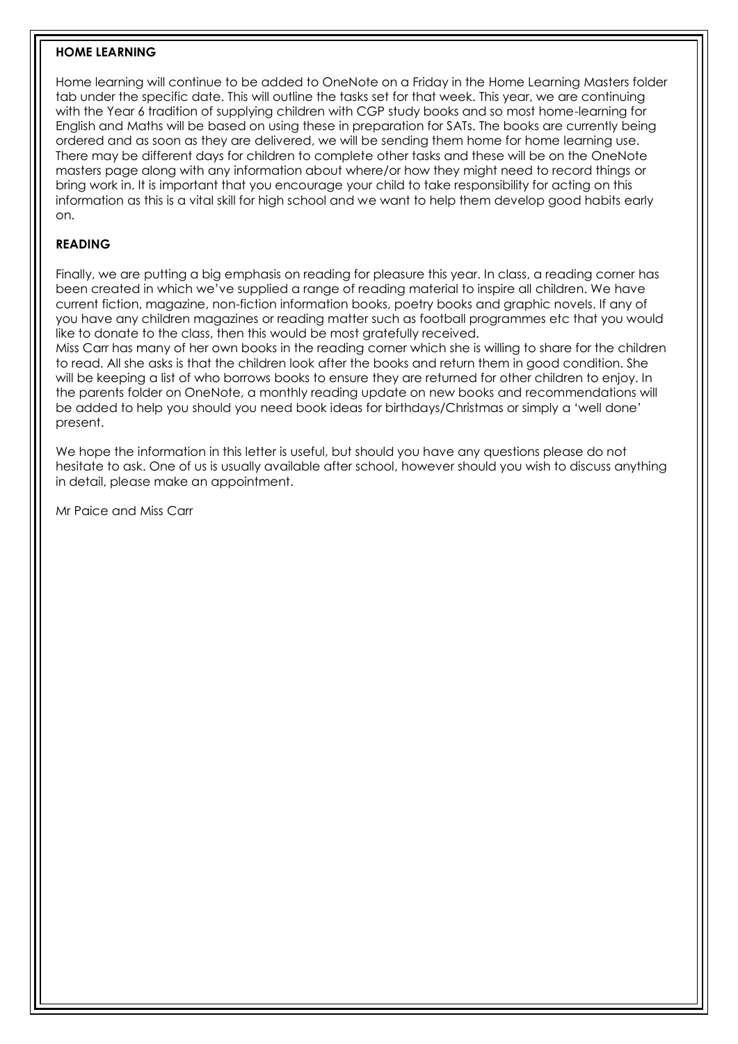**HOME LEARNING**

Home learning will continue to be added to OneNote on a Friday in the Home Learning Masters folder tab under the specific date. This will outline the tasks set for that week. This year, we are continuing with the Year 6 tradition of supplying children with CGP study books and so most home-learning for English and Maths will be based on using these in preparation for SATs. The books are currently being ordered and as soon as they are delivered, we will be sending them home for home learning use. There may be different days for children to complete other tasks and these will be on the OneNote masters page along with any information about where/or how they might need to record things or bring work in. It is important that you encourage your child to take responsibility for acting on this information as this is a vital skill for high school and we want to help them develop good habits early on.

**READING**

Finally, we are putting a big emphasis on reading for pleasure this year. In class, a reading corner has been created in which we've supplied a range of reading material to inspire all children. We have current fiction, magazine, non-fiction information books, poetry books and graphic novels. If any of you have any children magazines or reading matter such as football programmes etc that you would like to donate to the class, then this would be most gratefully received.

Miss Carr has many of her own books in the reading corner which she is willing to share for the children to read. All she asks is that the children look after the books and return them in good condition. She will be keeping a list of who borrows books to ensure they are returned for other children to enjoy. In the parents folder on OneNote, a monthly reading update on new books and recommendations will be added to help you should you need book ideas for birthdays/Christmas or simply a 'well done' present.

We hope the information in this letter is useful, but should you have any questions please do not hesitate to ask. One of us is usually available after school, however should you wish to discuss anything in detail, please make an appointment.

Mr Paice and Miss Carr